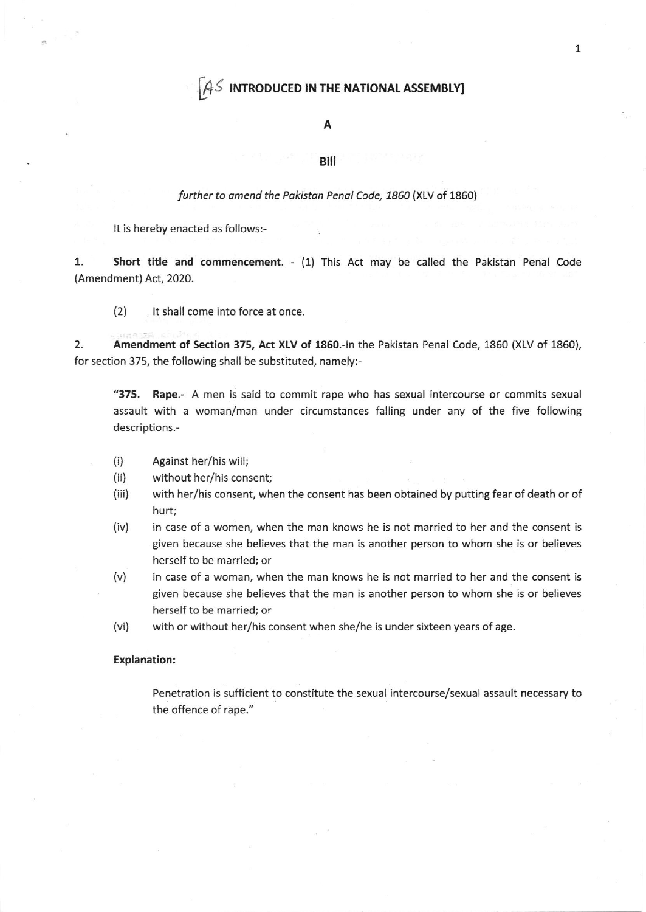[AS INTRODUCED IN THE NATIONAL ASSEMBLY]

# A

# Bill

*further to amend the Pakistan Penal Code, 1860* (XLV of 1860)

It is hereby enacted as follows:-

1. **Short title and commencement**. - (1) This Act may be called the Pakistan Penal Code (Amendment) Act, 2020.

(2) It shall come into force at once.

2. **Amendment of Section 375, Act XLV of 1860**.-In the Pakistan Penal Code, 1860 (XLV of 1860), for section 375, the following shall be substituted, namely:-

> **"375. Rape**.- A men is said to commit rape who has sexual intercourse or commits sexual assault with a woman/man under circumstances falling under any of the five following descriptions.-
>
> (i) Against her/his will;
>
> (ii) without her/his consent;
>
> (iii) with her/his consent, when the consent has been obtained by putting fear of death or of hurt;
>
> (iv) in case of a women, when the man knows he is not married to her and the consent is given because she believes that the man is another person to whom she is or believes herself to be married; or
>
> (v) in case of a woman, when the man knows he is not married to her and the consent is given because she believes that the man is another person to whom she is or believes herself to be married; or
>
> (vi) with or without her/his consent when she/he is under sixteen years of age.
>
> **Explanation:**
>
> Penetration is sufficient to constitute the sexual intercourse/sexual assault necessary to the offence of rape."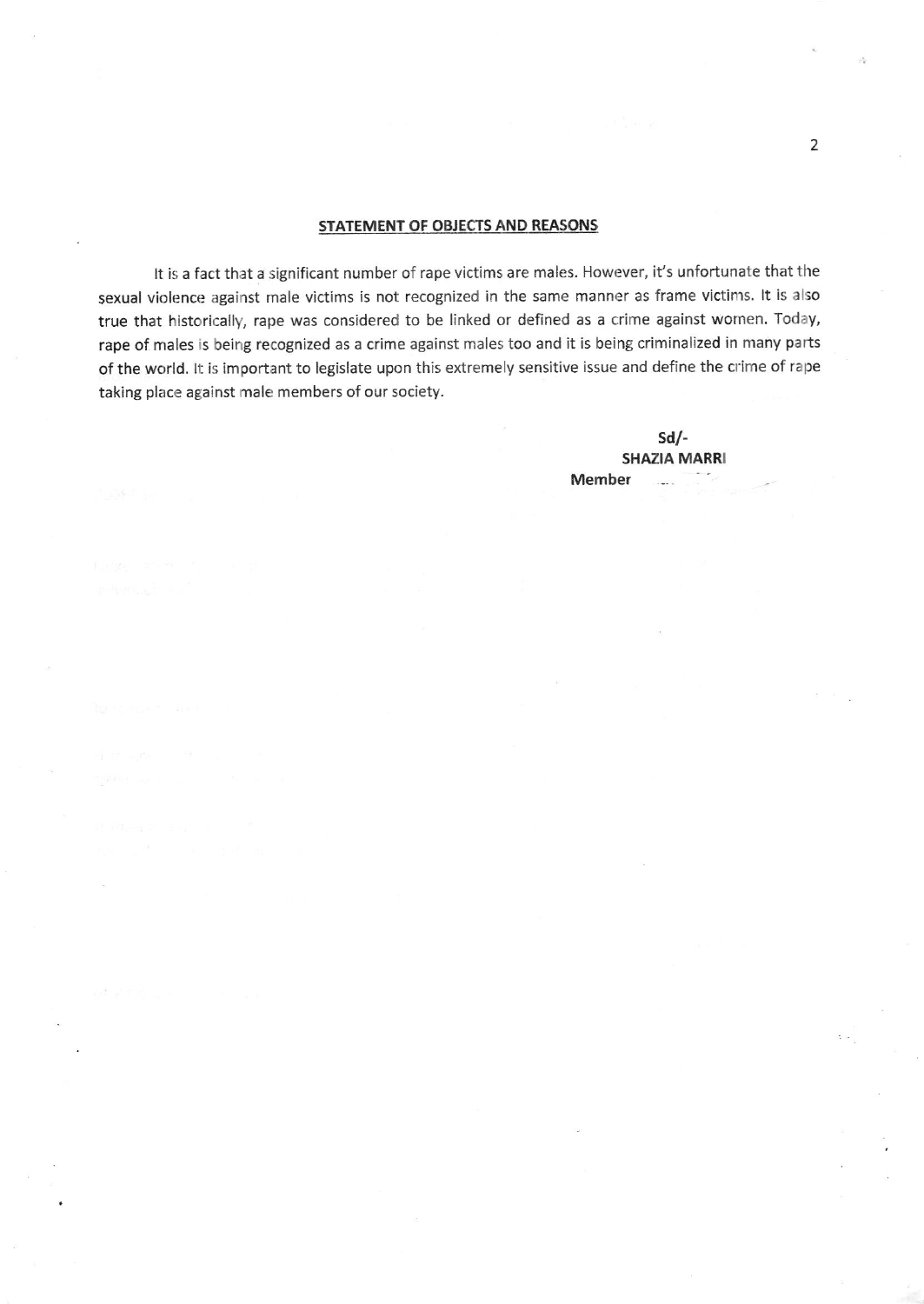## STATEMENT OF OBJECTS AND REASONS

It is a fact that a significant number of rape victims are males. However, it's unfortunate that the sexual violence against male victims is not recognized in the same manner as frame victims. It is also true that historically, rape was considered to be linked or defined as a crime against women. Today, rape of males is being recognized as a crime against males too and it is being criminalized in many parts of the world. It is important to legislate upon this extremely sensitive issue and define the crime of rape taking place against male members of our society.

**Sd/-**
**SHAZIA MARRI**
**Member**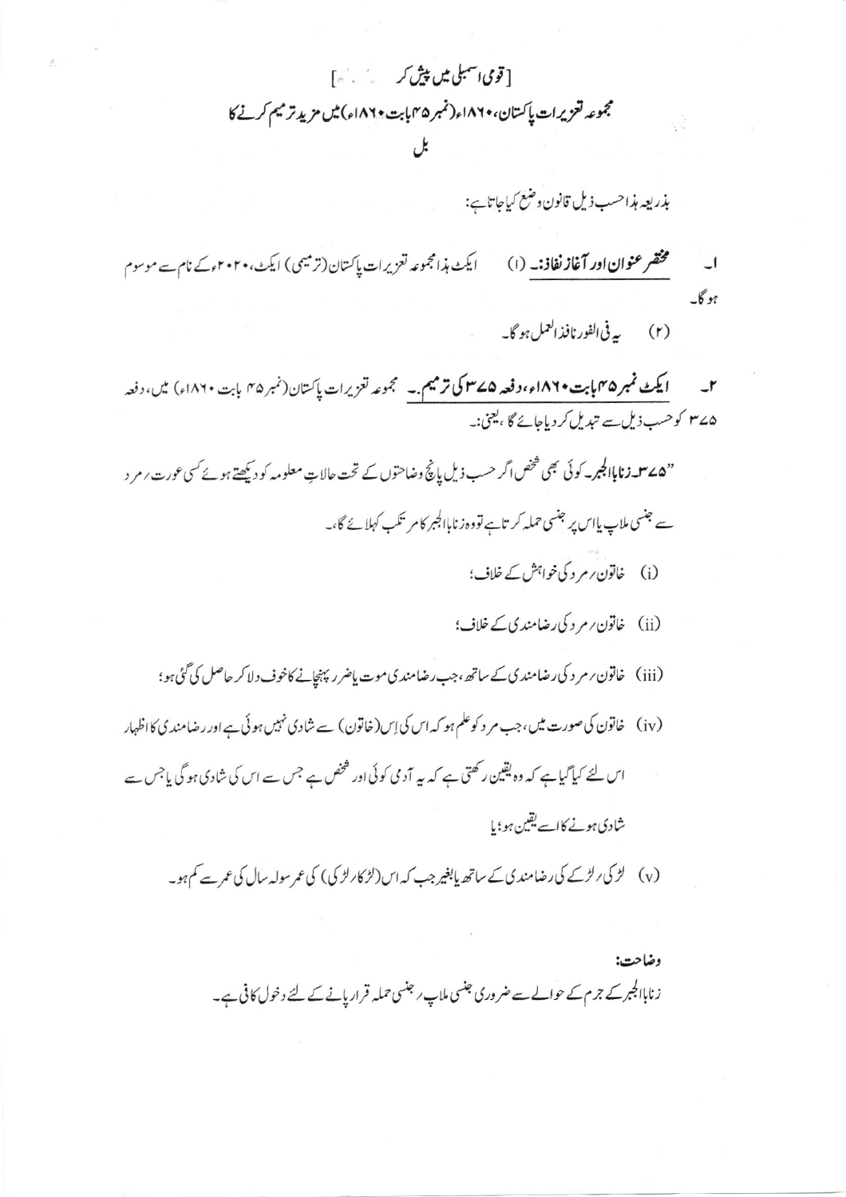[قومی اسمبلی میں پیش کر      ]

مجموعہ تعزیرات پاکستان، ۱۸۶۰ء (نمبر ۴۵ بابت ۱۸۶۰ء) میں مزید ترمیم کرنے کا

بل

بذریعہ ہذا حسب ذیل قانون وضع کیا جاتا ہے:

۱۔ **مختصر عنوان اور آغاز نفاذ:۔** (۱) ایکٹ ہذا مجموعہ تعزیرات پاکستان (ترمیمی) ایکٹ، ۲۰۲۰ء کے نام سے موسوم ہو گا۔

(۲) یہ فی الفور نافذ العمل ہو گا۔

۲۔ **ایکٹ نمبر ۴۵ بابت ۱۸۶۰ء، دفعہ ۳۷۵ کی ترمیم:۔** مجموعہ تعزیرات پاکستان (نمبر ۴۵ بابت ۱۸۶۰ء) میں، دفعہ ۳۷۵ کو حسب ذیل سے تبدیل کر دیا جائے گا، یعنی:۔

"۳۷۵۔ زنا بالجبر۔ کوئی بھی شخص اگر حسب ذیل پانچ وضاحتوں کے تحت حالاتِ معلومہ کو دیکھتے ہوئے کسی عورت / مرد سے جنسی ملاپ یا اس پر جنسی حملہ کرتا ہے تو وہ زنا بالجبر کا مرتکب کہلائے گا۔

(i) خاتون / مرد کی خواہش کے خلاف؛

(ii) خاتون / مرد کی رضامندی کے خلاف؛

(iii) خاتون / مرد کی رضامندی کے ساتھ، جب رضامندی موت یا ضرر پہنچانے کا خوف دلا کر حاصل کی گئی ہو؛

(iv) خاتون کی صورت میں، جب مرد کو علم ہو کہ اس کی اِس (خاتون) سے شادی نہیں ہوئی ہے اور رضامندی کا اظہار اس لئے کیا گیا ہے کہ وہ یقین رکھتی ہے کہ یہ آدمی کوئی اور شخص ہے جس سے اس کی شادی ہو گی یا جس سے شادی ہونے کا اسے یقین ہو؛ یا

(v) لڑکی / لڑکے کی رضامندی کے ساتھ یا بغیر جب کہ اس (لڑکا / لڑکی) کی عمر سولہ سال کی عمر سے کم ہو۔

وضاحت:

زنا بالجبر کے جرم کے حوالے سے ضروری جنسی ملاپ / جنسی حملہ قرار پانے کے لئے دخول کافی ہے۔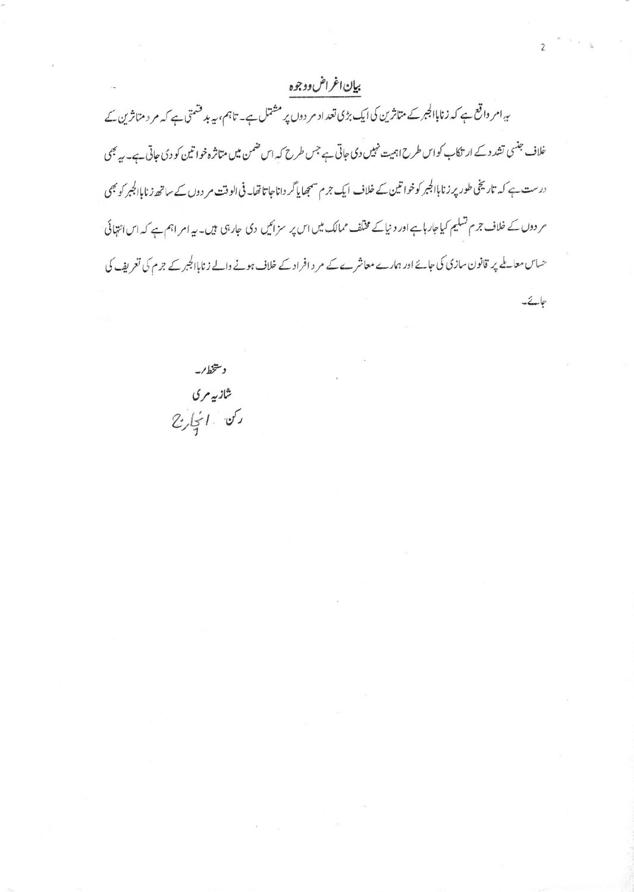## بیان اغراض ووجوہ

یہ امر واقع ہے کہ زنابالجبر کے متاثرین کی ایک بڑی تعداد مردوں پر مشتمل ہے۔ تاہم، یہ بد قسمتی ہے کہ مرد متاثرین کے خلاف جنسی تشدد کے ارتکاب کو اس طرح اہمیت نہیں دی جاتی ہے جس طرح کہ اس ضمن میں متاثرہ خواتین کو دی جاتی ہے۔ یہ بھی درست ہے کہ تاریخی طور پر زنابالجبر کو خواتین کے خلاف ایک جرم سمجھا یا گردانا جاتا تھا۔ فی الوقت مردوں کے ساتھ زنابالجبر کو بھی مردوں کے خلاف جرم تسلیم کیا جارہا ہے اور دنیا کے مختلف ممالک میں اس پر سزائیں دی جارہی ہیں۔ یہ امر اہم ہے کہ اس انتہائی حساس معاملے پر قانون سازی کی جائے اور ہمارے معاشرے کے مرد افراد کے خلاف ہونے والے زنابالجبر کے جرم کی تعریف کی جائے۔

دستخط/-

شازیہ مری

رکن۔ انچارج